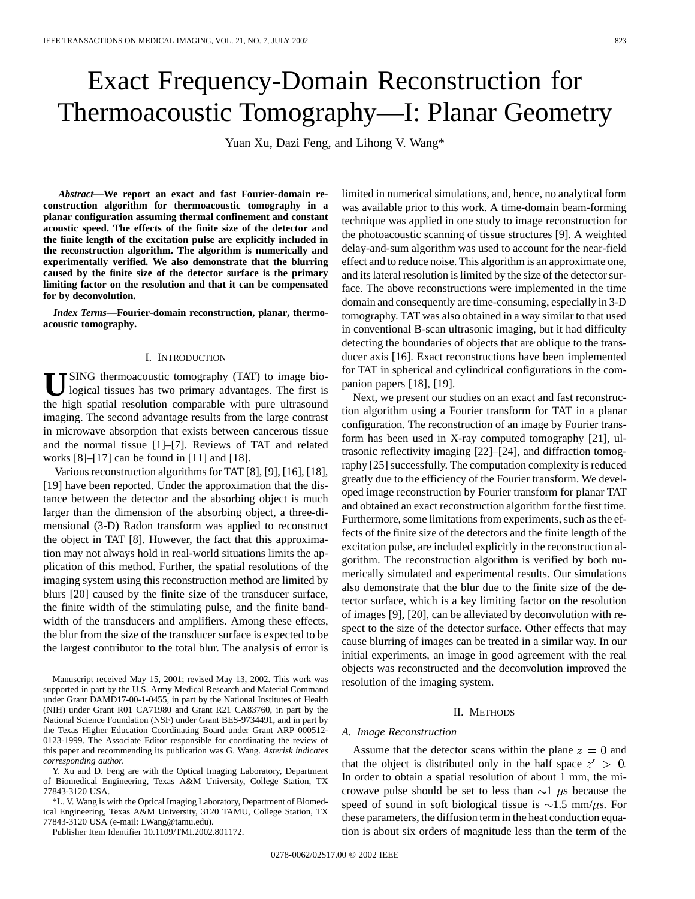# Exact Frequency-Domain Reconstruction for Thermoacoustic Tomography—I: Planar Geometry

Yuan Xu, Dazi Feng, and Lihong V. Wang*

***Abstract*—We report an exact and fast Fourier-domain reconstruction algorithm for thermoacoustic tomography in a planar configuration assuming thermal confinement and constant acoustic speed. The effects of the finite size of the detector and the finite length of the excitation pulse are explicitly included in the reconstruction algorithm. The algorithm is numerically and experimentally verified. We also demonstrate that the blurring caused by the finite size of the detector surface is the primary limiting factor on the resolution and that it can be compensated for by deconvolution.**

***Index Terms*—Fourier-domain reconstruction, planar, thermoacoustic tomography.**

## I. Introduction

Using thermoacoustic tomography (TAT) to image biological tissues has two primary advantages. The first is the high spatial resolution comparable with pure ultrasound imaging. The second advantage results from the large contrast in microwave absorption that exists between cancerous tissue and the normal tissue [1]–[7]. Reviews of TAT and related works [8]–[17] can be found in [11] and [18].

Various reconstruction algorithms for TAT [8], [9], [16], [18], [19] have been reported. Under the approximation that the distance between the detector and the absorbing object is much larger than the dimension of the absorbing object, a three-dimensional (3-D) Radon transform was applied to reconstruct the object in TAT [8]. However, the fact that this approximation may not always hold in real-world situations limits the application of this method. Further, the spatial resolutions of the imaging system using this reconstruction method are limited by blurs [20] caused by the finite size of the transducer surface, the finite width of the stimulating pulse, and the finite bandwidth of the transducers and amplifiers. Among these effects, the blur from the size of the transducer surface is expected to be the largest contributor to the total blur. The analysis of error is limited in numerical simulations, and, hence, no analytical form was available prior to this work. A time-domain beam-forming technique was applied in one study to image reconstruction for the photoacoustic scanning of tissue structures [9]. A weighted delay-and-sum algorithm was used to account for the near-field effect and to reduce noise. This algorithm is an approximate one, and its lateral resolution is limited by the size of the detector surface. The above reconstructions were implemented in the time domain and consequently are time-consuming, especially in 3-D tomography. TAT was also obtained in a way similar to that used in conventional B-scan ultrasonic imaging, but it had difficulty detecting the boundaries of objects that are oblique to the transducer axis [16]. Exact reconstructions have been implemented for TAT in spherical and cylindrical configurations in the companion papers [18], [19].

Next, we present our studies on an exact and fast reconstruction algorithm using a Fourier transform for TAT in a planar configuration. The reconstruction of an image by Fourier transform has been used in X-ray computed tomography [21], ultrasonic reflectivity imaging [22]–[24], and diffraction tomography [25] successfully. The computation complexity is reduced greatly due to the efficiency of the Fourier transform. We developed image reconstruction by Fourier transform for planar TAT and obtained an exact reconstruction algorithm for the first time. Furthermore, some limitations from experiments, such as the effects of the finite size of the detectors and the finite length of the excitation pulse, are included explicitly in the reconstruction algorithm. The reconstruction algorithm is verified by both numerically simulated and experimental results. Our simulations also demonstrate that the blur due to the finite size of the detector surface, which is a key limiting factor on the resolution of images [9], [20], can be alleviated by deconvolution with respect to the size of the detector surface. Other effects that may cause blurring of images can be treated in a similar way. In our initial experiments, an image in good agreement with the real objects was reconstructed and the deconvolution improved the resolution of the imaging system.

## II. Methods

### A. Image Reconstruction

Assume that the detector scans within the plane $z = 0$ and that the object is distributed only in the half space $z' > 0$. In order to obtain a spatial resolution of about 1 mm, the microwave pulse should be set to less than $\sim 1$ $\mu$s because the speed of sound in soft biological tissue is $\sim 1.5$ mm/$\mu$s. For these parameters, the diffusion term in the heat conduction equation is about six orders of magnitude less than the term of the

---

Manuscript received May 15, 2001; revised May 13, 2002. This work was supported in part by the U.S. Army Medical Research and Material Command under Grant DAMD17-00-1-0455, in part by the National Institutes of Health (NIH) under Grant R01 CA71980 and Grant R21 CA83760, in part by the National Science Foundation (NSF) under Grant BES-9734491, and in part by the Texas Higher Education Coordinating Board under Grant ARP 000512-0123-1999. The Associate Editor responsible for coordinating the review of this paper and recommending its publication was G. Wang. *Asterisk indicates corresponding author.*

Y. Xu and D. Feng are with the Optical Imaging Laboratory, Department of Biomedical Engineering, Texas A&M University, College Station, TX 77843-3120 USA.

*L. V. Wang is with the Optical Imaging Laboratory, Department of Biomedical Engineering, Texas A&M University, 3120 TAMU, College Station, TX 77843-3120 USA (e-mail: LWang@tamu.edu).

Publisher Item Identifier 10.1109/TMI.2002.801172.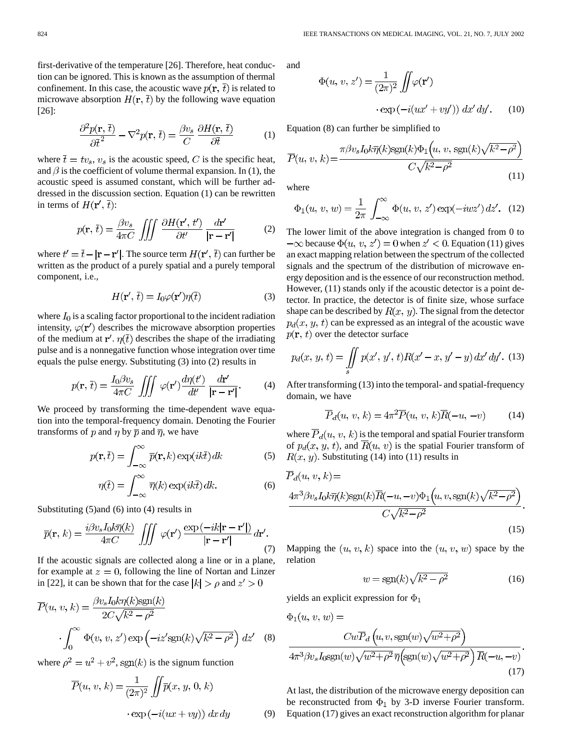first-derivative of the temperature [26]. Therefore, heat conduction can be ignored. This is known as the assumption of thermal confinement. In this case, the acoustic wave $p(\mathbf{r}, \bar{t})$ is related to microwave absorption $H(\mathbf{r}, \bar{t})$ by the following wave equation [26]:

$$\frac{\partial^2 p(\mathbf{r}, \bar{t})}{\partial \bar{t}^2} - \nabla^2 p(\mathbf{r}, \bar{t}) = \frac{\beta v_s}{C} \frac{\partial H(\mathbf{r}, \bar{t})}{\partial \bar{t}} \tag{1}$$

where $\bar{t} = t v_s$, $v_s$ is the acoustic speed, $C$ is the specific heat, and $\beta$ is the coefficient of volume thermal expansion. In (1), the acoustic speed is assumed constant, which will be further addressed in the discussion section. Equation (1) can be rewritten in terms of $H(\mathbf{r}', \bar{t})$:

$$p(\mathbf{r}, \bar{t}) = \frac{\beta v_s}{4\pi C} \iiint \frac{\partial H(\mathbf{r}', t')}{\partial t'} \frac{d\mathbf{r}'}{|\mathbf{r} - \mathbf{r}'|} \tag{2}$$

where $t' = \bar{t} - |\mathbf{r} - \mathbf{r}'|$. The source term $H(\mathbf{r}', \bar{t})$ can further be written as the product of a purely spatial and a purely temporal component, i.e.,

$$H(\mathbf{r}', \bar{t}) = I_0 \varphi(\mathbf{r}') \eta(\bar{t}) \tag{3}$$

where $I_0$ is a scaling factor proportional to the incident radiation intensity, $\varphi(\mathbf{r}')$ describes the microwave absorption properties of the medium at $\mathbf{r}'$. $\eta(\bar{t})$ describes the shape of the irradiating pulse and is a nonnegative function whose integration over time equals the pulse energy. Substituting (3) into (2) results in

$$p(\mathbf{r}, \bar{t}) = \frac{I_0 \beta v_s}{4\pi C} \iiint \varphi(\mathbf{r}') \frac{d\eta(t')}{dt'} \frac{d\mathbf{r}'}{|\mathbf{r} - \mathbf{r}'|}. \tag{4}$$

We proceed by transforming the time-dependent wave equation into the temporal-frequency domain. Denoting the Fourier transforms of $p$ and $\eta$ by $\bar{p}$ and $\bar{\eta}$, we have

$$p(\mathbf{r}, \bar{t}) = \int_{-\infty}^{\infty} \bar{p}(\mathbf{r}, k) \exp(ik\bar{t})\, dk \tag{5}$$

$$\eta(\bar{t}) = \int_{-\infty}^{\infty} \bar{\eta}(k) \exp(ik\bar{t})\, dk. \tag{6}$$

Substituting (5)and (6) into (4) results in

$$\bar{p}(\mathbf{r}, k) = \frac{i\beta v_s I_0 k \bar{\eta}(k)}{4\pi C} \iiint \varphi(\mathbf{r}') \frac{\exp(-ik|\mathbf{r} - \mathbf{r}'|)}{|\mathbf{r} - \mathbf{r}'|} d\mathbf{r}'. \tag{7}$$

If the acoustic signals are collected along a line or in a plane, for example at $z = 0$, following the line of Nortan and Linzer in [22], it can be shown that for the case $|k| > \rho$ and $z' > 0$

$$\overline{P}(u, v, k) = \frac{\beta v_s I_0 k \eta(k) \mathrm{sgn}(k)}{2C\sqrt{k^2 - \rho^2}} \cdot \int_0^{\infty} \Phi(v, v, z') \exp\left(-iz' \mathrm{sgn}(k) \sqrt{k^2 - \rho^2}\right) dz' \tag{8}$$

where $\rho^2 = u^2 + v^2$, $\mathrm{sgn}(k)$ is the signum function

$$\overline{P}(u, v, k) = \frac{1}{(2\pi)^2} \iint \bar{p}(x, y, 0, k) \cdot \exp(-i(ux + vy))\, dx\, dy \tag{9}$$

and

$$\Phi(u, v, z') = \frac{1}{(2\pi)^2} \iint \varphi(\mathbf{r}') \cdot \exp(-i(ux' + vy'))\, dx'\, dy'. \tag{10}$$

Equation (8) can further be simplified to

$$\overline{P}(u, v, k) = \frac{\pi \beta v_s I_0 k \bar{\eta}(k) \mathrm{sgn}(k) \Phi_1\left(u, v, \mathrm{sgn}(k)\sqrt{k^2 - \rho^2}\right)}{C\sqrt{k^2 - \rho^2}} \tag{11}$$

where

$$\Phi_1(u, v, w) = \frac{1}{2\pi} \int_{-\infty}^{\infty} \Phi(u, v, z') \exp(-iwz')\, dz'. \tag{12}$$

The lower limit of the above integration is changed from 0 to $-\infty$ because $\Phi(u, v, z') = 0$ when $z' < 0$. Equation (11) gives an exact mapping relation between the spectrum of the collected signals and the spectrum of the distribution of microwave energy deposition and is the essence of our reconstruction method. However, (11) stands only if the acoustic detector is a point detector. In practice, the detector is of finite size, whose surface shape can be described by $R(x, y)$. The signal from the detector $p_d(x, y, t)$ can be expressed as an integral of the acoustic wave $p(\mathbf{r}, t)$ over the detector surface

$$p_d(x, y, t) = \iint_s p(x', y', t) R(x' - x, y' - y)\, dx'\, dy'. \tag{13}$$

After transforming (13) into the temporal- and spatial-frequency domain, we have

$$\overline{P}_d(u, v, k) = 4\pi^2 \overline{P}(u, v, k) \overline{R}(-u, -v) \tag{14}$$

where $\overline{P}_d(u, v, k)$ is the temporal and spatial Fourier transform of $p_d(x, y, t)$, and $\overline{R}(u, v)$ is the spatial Fourier transform of $R(x, y)$. Substituting (14) into (11) results in

$$\overline{P}_d(u, v, k) = \frac{4\pi^3 \beta v_s I_0 k \bar{\eta}(k) \mathrm{sgn}(k) \overline{R}(-u, -v) \Phi_1\left(u, v, \mathrm{sgn}(k)\sqrt{k^2 - \rho^2}\right)}{C\sqrt{k^2 - \rho^2}}. \tag{15}$$

Mapping the $(u, v, k)$ space into the $(u, v, w)$ space by the relation

$$w = \mathrm{sgn}(k)\sqrt{k^2 - \rho^2} \tag{16}$$

yields an explicit expression for $\Phi_1$

$$\Phi_1(u, v, w) = \frac{C w \overline{P}_d\left(u, v, \mathrm{sgn}(w)\sqrt{w^2 + \rho^2}\right)}{4\pi^3 \beta v_s I_0 \mathrm{sgn}(w) \sqrt{w^2 + \rho^2}\, \bar{\eta}\left(\mathrm{sgn}(w)\sqrt{w^2 + \rho^2}\right) \overline{R}(-u, -v)}. \tag{17}$$

At last, the distribution of the microwave energy deposition can be reconstructed from $\Phi_1$ by 3-D inverse Fourier transform. Equation (17) gives an exact reconstruction algorithm for planar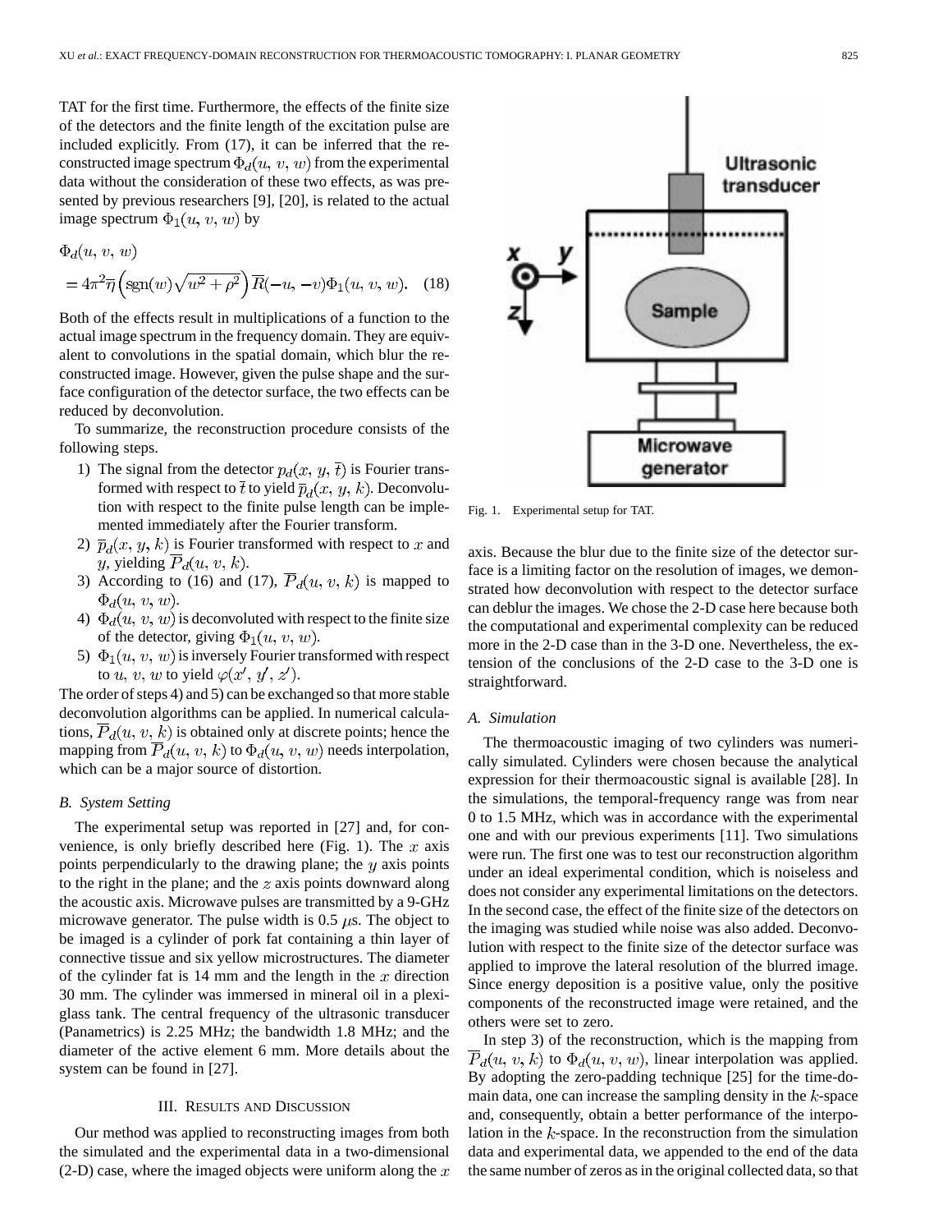TAT for the first time. Furthermore, the effects of the finite size of the detectors and the finite length of the excitation pulse are included explicitly. From (17), it can be inferred that the reconstructed image spectrum $\Phi_d(u, v, w)$ from the experimental data without the consideration of these two effects, as was presented by previous researchers [9], [20], is related to the actual image spectrum $\Phi_1(u, v, w)$ by

$$\Phi_d(u, v, w) = 4\pi^2 \overline{\eta}\left(\text{sgn}(w)\sqrt{w^2+\rho^2}\right) \overline{R}(-u, -v) \Phi_1(u, v, w). \quad (18)$$

Both of the effects result in multiplications of a function to the actual image spectrum in the frequency domain. They are equivalent to convolutions in the spatial domain, which blur the reconstructed image. However, given the pulse shape and the surface configuration of the detector surface, the two effects can be reduced by deconvolution.

To summarize, the reconstruction procedure consists of the following steps.

1) The signal from the detector $p_d(x, y, \overline{t})$ is Fourier transformed with respect to $\overline{t}$ to yield $\overline{p}_d(x, y, k)$. Deconvolution with respect to the finite pulse length can be implemented immediately after the Fourier transform.
2) $\overline{p}_d(x, y, k)$ is Fourier transformed with respect to $x$ and $y$, yielding $\overline{P}_d(u, v, k)$.
3) According to (16) and (17), $\overline{P}_d(u, v, k)$ is mapped to $\Phi_d(u, v, w)$.
4) $\Phi_d(u, v, w)$ is deconvoluted with respect to the finite size of the detector, giving $\Phi_1(u, v, w)$.
5) $\Phi_1(u, v, w)$ is inversely Fourier transformed with respect to $u, v, w$ to yield $\varphi(x', y', z')$.

The order of steps 4) and 5) can be exchanged so that more stable deconvolution algorithms can be applied. In numerical calculations, $\overline{P}_d(u, v, k)$ is obtained only at discrete points; hence the mapping from $\overline{P}_d(u, v, k)$ to $\Phi_d(u, v, w)$ needs interpolation, which can be a major source of distortion.

### B. System Setting

The experimental setup was reported in [27] and, for convenience, is only briefly described here (Fig. 1). The $x$ axis points perpendicularly to the drawing plane; the $y$ axis points to the right in the plane; and the $z$ axis points downward along the acoustic axis. Microwave pulses are transmitted by a 9-GHz microwave generator. The pulse width is 0.5 $\mu$s. The object to be imaged is a cylinder of pork fat containing a thin layer of connective tissue and six yellow microstructures. The diameter of the cylinder fat is 14 mm and the length in the $x$ direction 30 mm. The cylinder was immersed in mineral oil in a plexiglass tank. The central frequency of the ultrasonic transducer (Panametrics) is 2.25 MHz; the bandwidth 1.8 MHz; and the diameter of the active element 6 mm. More details about the system can be found in [27].

Fig. 1. Experimental setup for TAT.

## III. Results and Discussion

Our method was applied to reconstructing images from both the simulated and the experimental data in a two-dimensional (2-D) case, where the imaged objects were uniform along the $x$ axis. Because the blur due to the finite size of the detector surface is a limiting factor on the resolution of images, we demonstrated how deconvolution with respect to the detector surface can deblur the images. We chose the 2-D case here because both the computational and experimental complexity can be reduced more in the 2-D case than in the 3-D one. Nevertheless, the extension of the conclusions of the 2-D case to the 3-D one is straightforward.

### A. Simulation

The thermoacoustic imaging of two cylinders was numerically simulated. Cylinders were chosen because the analytical expression for their thermoacoustic signal is available [28]. In the simulations, the temporal-frequency range was from near 0 to 1.5 MHz, which was in accordance with the experimental one and with our previous experiments [11]. Two simulations were run. The first one was to test our reconstruction algorithm under an ideal experimental condition, which is noiseless and does not consider any experimental limitations on the detectors. In the second case, the effect of the finite size of the detectors on the imaging was studied while noise was also added. Deconvolution with respect to the finite size of the detector surface was applied to improve the lateral resolution of the blurred image. Since energy deposition is a positive value, only the positive components of the reconstructed image were retained, and the others were set to zero.

In step 3) of the reconstruction, which is the mapping from $\overline{P}_d(u, v, k)$ to $\Phi_d(u, v, w)$, linear interpolation was applied. By adopting the zero-padding technique [25] for the time-domain data, one can increase the sampling density in the $k$-space and, consequently, obtain a better performance of the interpolation in the $k$-space. In the reconstruction from the simulation data and experimental data, we appended to the end of the data the same number of zeros as in the original collected data, so that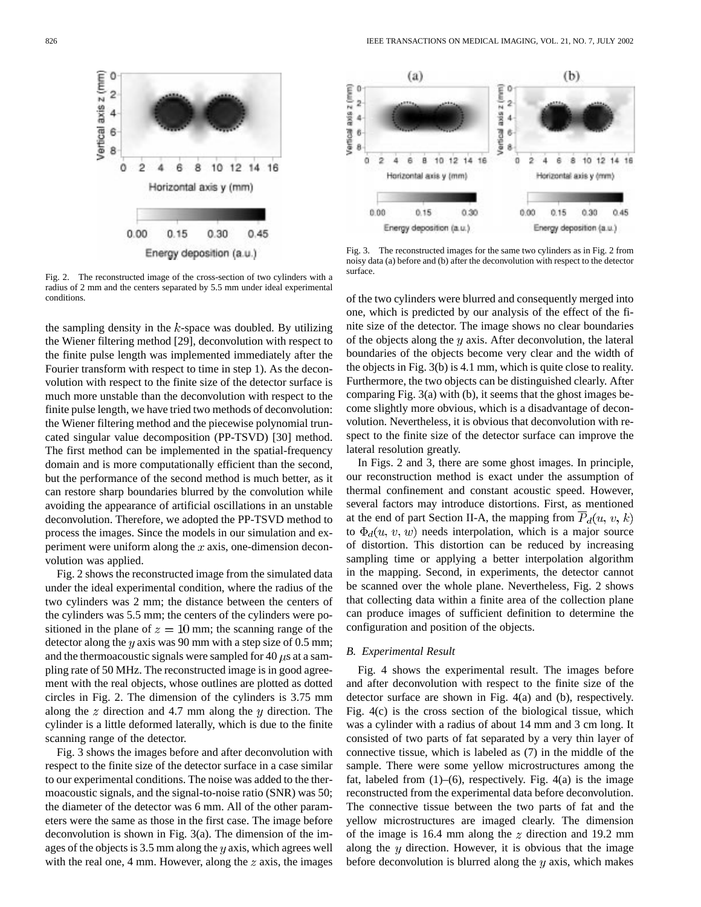Fig. 2. The reconstructed image of the cross-section of two cylinders with a radius of 2 mm and the centers separated by 5.5 mm under ideal experimental conditions.

Fig. 3. The reconstructed images for the same two cylinders as in Fig. 2 from noisy data (a) before and (b) after the deconvolution with respect to the detector surface.

the sampling density in the $k$-space was doubled. By utilizing the Wiener filtering method [29], deconvolution with respect to the finite pulse length was implemented immediately after the Fourier transform with respect to time in step 1). As the deconvolution with respect to the finite size of the detector surface is much more unstable than the deconvolution with respect to the finite pulse length, we have tried two methods of deconvolution: the Wiener filtering method and the piecewise polynomial truncated singular value decomposition (PP-TSVD) [30] method. The first method can be implemented in the spatial-frequency domain and is more computationally efficient than the second, but the performance of the second method is much better, as it can restore sharp boundaries blurred by the convolution while avoiding the appearance of artificial oscillations in an unstable deconvolution. Therefore, we adopted the PP-TSVD method to process the images. Since the models in our simulation and experiment were uniform along the $x$ axis, one-dimension deconvolution was applied.

Fig. 2 shows the reconstructed image from the simulated data under the ideal experimental condition, where the radius of the two cylinders was 2 mm; the distance between the centers of the cylinders was 5.5 mm; the centers of the cylinders were positioned in the plane of $z = 10$ mm; the scanning range of the detector along the $y$ axis was 90 mm with a step size of 0.5 mm; and the thermoacoustic signals were sampled for 40 $\mu$s at a sampling rate of 50 MHz. The reconstructed image is in good agreement with the real objects, whose outlines are plotted as dotted circles in Fig. 2. The dimension of the cylinders is 3.75 mm along the $z$ direction and 4.7 mm along the $y$ direction. The cylinder is a little deformed laterally, which is due to the finite scanning range of the detector.

Fig. 3 shows the images before and after deconvolution with respect to the finite size of the detector surface in a case similar to our experimental conditions. The noise was added to the thermoacoustic signals, and the signal-to-noise ratio (SNR) was 50; the diameter of the detector was 6 mm. All of the other parameters were the same as those in the first case. The image before deconvolution is shown in Fig. 3(a). The dimension of the images of the objects is 3.5 mm along the $y$ axis, which agrees well with the real one, 4 mm. However, along the $z$ axis, the images of the two cylinders were blurred and consequently merged into one, which is predicted by our analysis of the effect of the finite size of the detector. The image shows no clear boundaries of the objects along the $y$ axis. After deconvolution, the lateral boundaries of the objects become very clear and the width of the objects in Fig. 3(b) is 4.1 mm, which is quite close to reality. Furthermore, the two objects can be distinguished clearly. After comparing Fig. 3(a) with (b), it seems that the ghost images become slightly more obvious, which is a disadvantage of deconvolution. Nevertheless, it is obvious that deconvolution with respect to the finite size of the detector surface can improve the lateral resolution greatly.

In Figs. 2 and 3, there are some ghost images. In principle, our reconstruction method is exact under the assumption of thermal confinement and constant acoustic speed. However, several factors may introduce distortions. First, as mentioned at the end of part Section II-A, the mapping from $\overline{P}_d(u, v, k)$ to $\Phi_d(u, v, w)$ needs interpolation, which is a major source of distortion. This distortion can be reduced by increasing sampling time or applying a better interpolation algorithm in the mapping. Second, in experiments, the detector cannot be scanned over the whole plane. Nevertheless, Fig. 2 shows that collecting data within a finite area of the collection plane can produce images of sufficient definition to determine the configuration and position of the objects.

### B. Experimental Result

Fig. 4 shows the experimental result. The images before and after deconvolution with respect to the finite size of the detector surface are shown in Fig. 4(a) and (b), respectively. Fig. 4(c) is the cross section of the biological tissue, which was a cylinder with a radius of about 14 mm and 3 cm long. It consisted of two parts of fat separated by a very thin layer of connective tissue, which is labeled as (7) in the middle of the sample. There were some yellow microstructures among the fat, labeled from (1)–(6), respectively. Fig. 4(a) is the image reconstructed from the experimental data before deconvolution. The connective tissue between the two parts of fat and the yellow microstructures are imaged clearly. The dimension of the image is 16.4 mm along the $z$ direction and 19.2 mm along the $y$ direction. However, it is obvious that the image before deconvolution is blurred along the $y$ axis, which makes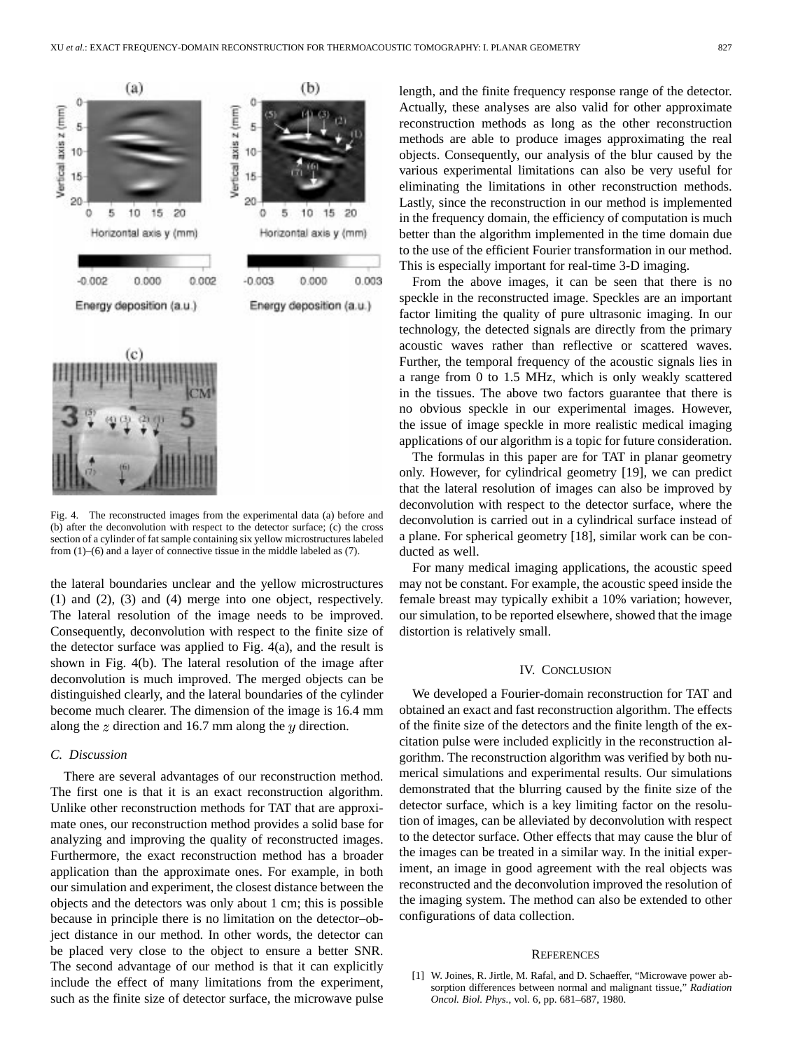Fig. 4. The reconstructed images from the experimental data (a) before and (b) after the deconvolution with respect to the detector surface; (c) the cross section of a cylinder of fat sample containing six yellow microstructures labeled from (1)–(6) and a layer of connective tissue in the middle labeled as (7).

the lateral boundaries unclear and the yellow microstructures (1) and (2), (3) and (4) merge into one object, respectively. The lateral resolution of the image needs to be improved. Consequently, deconvolution with respect to the finite size of the detector surface was applied to Fig. 4(a), and the result is shown in Fig. 4(b). The lateral resolution of the image after deconvolution is much improved. The merged objects can be distinguished clearly, and the lateral boundaries of the cylinder become much clearer. The dimension of the image is 16.4 mm along the $z$ direction and 16.7 mm along the $y$ direction.

### C. Discussion

There are several advantages of our reconstruction method. The first one is that it is an exact reconstruction algorithm. Unlike other reconstruction methods for TAT that are approximate ones, our reconstruction method provides a solid base for analyzing and improving the quality of reconstructed images. Furthermore, the exact reconstruction method has a broader application than the approximate ones. For example, in both our simulation and experiment, the closest distance between the objects and the detectors was only about 1 cm; this is possible because in principle there is no limitation on the detector–object distance in our method. In other words, the detector can be placed very close to the object to ensure a better SNR. The second advantage of our method is that it can explicitly include the effect of many limitations from the experiment, such as the finite size of detector surface, the microwave pulse length, and the finite frequency response range of the detector. Actually, these analyses are also valid for other approximate reconstruction methods as long as the other reconstruction methods are able to produce images approximating the real objects. Consequently, our analysis of the blur caused by the various experimental limitations can also be very useful for eliminating the limitations in other reconstruction methods. Lastly, since the reconstruction in our method is implemented in the frequency domain, the efficiency of computation is much better than the algorithm implemented in the time domain due to the use of the efficient Fourier transformation in our method. This is especially important for real-time 3-D imaging.

From the above images, it can be seen that there is no speckle in the reconstructed image. Speckles are an important factor limiting the quality of pure ultrasonic imaging. In our technology, the detected signals are directly from the primary acoustic waves rather than reflective or scattered waves. Further, the temporal frequency of the acoustic signals lies in a range from 0 to 1.5 MHz, which is only weakly scattered in the tissues. The above two factors guarantee that there is no obvious speckle in our experimental images. However, the issue of image speckle in more realistic medical imaging applications of our algorithm is a topic for future consideration.

The formulas in this paper are for TAT in planar geometry only. However, for cylindrical geometry [19], we can predict that the lateral resolution of images can also be improved by deconvolution with respect to the detector surface, where the deconvolution is carried out in a cylindrical surface instead of a plane. For spherical geometry [18], similar work can be conducted as well.

For many medical imaging applications, the acoustic speed may not be constant. For example, the acoustic speed inside the female breast may typically exhibit a 10% variation; however, our simulation, to be reported elsewhere, showed that the image distortion is relatively small.

## IV. Conclusion

We developed a Fourier-domain reconstruction for TAT and obtained an exact and fast reconstruction algorithm. The effects of the finite size of the detectors and the finite length of the excitation pulse were included explicitly in the reconstruction algorithm. The reconstruction algorithm was verified by both numerical simulations and experimental results. Our simulations demonstrated that the blurring caused by the finite size of the detector surface, which is a key limiting factor on the resolution of images, can be alleviated by deconvolution with respect to the detector surface. Other effects that may cause the blur of the images can be treated in a similar way. In the initial experiment, an image in good agreement with the real objects was reconstructed and the deconvolution improved the resolution of the imaging system. The method can also be extended to other configurations of data collection.

## References

[1] W. Joines, R. Jirtle, M. Rafal, and D. Schaeffer, "Microwave power absorption differences between normal and malignant tissue," *Radiation Oncol. Biol. Phys.*, vol. 6, pp. 681–687, 1980.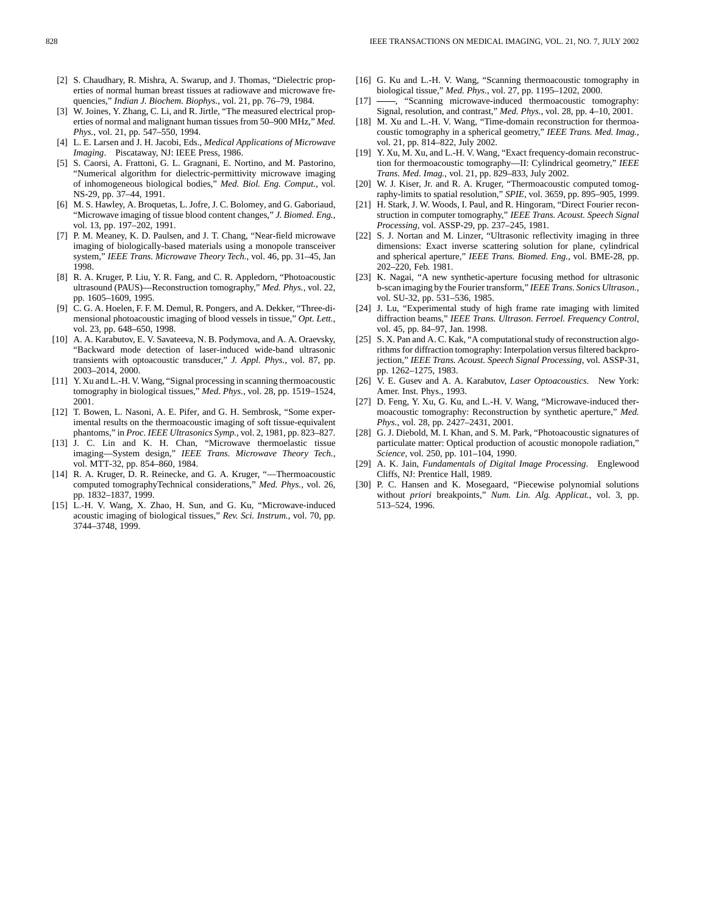[2] S. Chaudhary, R. Mishra, A. Swarup, and J. Thomas, "Dielectric properties of normal human breast tissues at radiowave and microwave frequencies," *Indian J. Biochem. Biophys.*, vol. 21, pp. 76–79, 1984.

[3] W. Joines, Y. Zhang, C. Li, and R. Jirtle, "The measured electrical properties of normal and malignant human tissues from 50–900 MHz," *Med. Phys.*, vol. 21, pp. 547–550, 1994.

[4] L. E. Larsen and J. H. Jacobi, Eds., *Medical Applications of Microwave Imaging*. Piscataway, NJ: IEEE Press, 1986.

[5] S. Caorsi, A. Frattoni, G. L. Gragnani, E. Nortino, and M. Pastorino, "Numerical algorithm for dielectric-permittivity microwave imaging of inhomogeneous biological bodies," *Med. Biol. Eng. Comput.*, vol. NS-29, pp. 37–44, 1991.

[6] M. S. Hawley, A. Broquetas, L. Jofre, J. C. Bolomey, and G. Gaboriaud, "Microwave imaging of tissue blood content changes," *J. Biomed. Eng.*, vol. 13, pp. 197–202, 1991.

[7] P. M. Meaney, K. D. Paulsen, and J. T. Chang, "Near-field microwave imaging of biologically-based materials using a monopole transceiver system," *IEEE Trans. Microwave Theory Tech.*, vol. 46, pp. 31–45, Jan 1998.

[8] R. A. Kruger, P. Liu, Y. R. Fang, and C. R. Appledorn, "Photoacoustic ultrasound (PAUS)—Reconstruction tomography," *Med. Phys.*, vol. 22, pp. 1605–1609, 1995.

[9] C. G. A. Hoelen, F. F. M. Demul, R. Pongers, and A. Dekker, "Three-dimensional photoacoustic imaging of blood vessels in tissue," *Opt. Lett.*, vol. 23, pp. 648–650, 1998.

[10] A. A. Karabutov, E. V. Savateeva, N. B. Podymova, and A. A. Oraevsky, "Backward mode detection of laser-induced wide-band ultrasonic transients with optoacoustic transducer," *J. Appl. Phys.*, vol. 87, pp. 2003–2014, 2000.

[11] Y. Xu and L.-H. V. Wang, "Signal processing in scanning thermoacoustic tomography in biological tissues," *Med. Phys.*, vol. 28, pp. 1519–1524, 2001.

[12] T. Bowen, L. Nasoni, A. E. Pifer, and G. H. Sembrosk, "Some experimental results on the thermoacoustic imaging of soft tissue-equivalent phantoms," in *Proc. IEEE Ultrasonics Symp.*, vol. 2, 1981, pp. 823–827.

[13] J. C. Lin and K. H. Chan, "Microwave thermoelastic tissue imaging—System design," *IEEE Trans. Microwave Theory Tech.*, vol. MTT-32, pp. 854–860, 1984.

[14] R. A. Kruger, D. R. Reinecke, and G. A. Kruger, "—Thermoacoustic computed tomographyTechnical considerations," *Med. Phys.*, vol. 26, pp. 1832–1837, 1999.

[15] L.-H. V. Wang, X. Zhao, H. Sun, and G. Ku, "Microwave-induced acoustic imaging of biological tissues," *Rev. Sci. Instrum.*, vol. 70, pp. 3744–3748, 1999.

[16] G. Ku and L.-H. V. Wang, "Scanning thermoacoustic tomography in biological tissue," *Med. Phys.*, vol. 27, pp. 1195–1202, 2000.

[17] ——, "Scanning microwave-induced thermoacoustic tomography: Signal, resolution, and contrast," *Med. Phys.*, vol. 28, pp. 4–10, 2001.

[18] M. Xu and L.-H. V. Wang, "Time-domain reconstruction for thermoacoustic tomography in a spherical geometry," *IEEE Trans. Med. Imag.*, vol. 21, pp. 814–822, July 2002.

[19] Y. Xu, M. Xu, and L.-H. V. Wang, "Exact frequency-domain reconstruction for thermoacoustic tomography—II: Cylindrical geometry," *IEEE Trans. Med. Imag.*, vol. 21, pp. 829–833, July 2002.

[20] W. J. Kiser, Jr. and R. A. Kruger, "Thermoacoustic computed tomography-limits to spatial resolution," *SPIE*, vol. 3659, pp. 895–905, 1999.

[21] H. Stark, J. W. Woods, I. Paul, and R. Hingoram, "Direct Fourier reconstruction in computer tomography," *IEEE Trans. Acoust. Speech Signal Processing*, vol. ASSP-29, pp. 237–245, 1981.

[22] S. J. Nortan and M. Linzer, "Ultrasonic reflectivity imaging in three dimensions: Exact inverse scattering solution for plane, cylindrical and spherical aperture," *IEEE Trans. Biomed. Eng.*, vol. BME-28, pp. 202–220, Feb. 1981.

[23] K. Nagai, "A new synthetic-aperture focusing method for ultrasonic b-scan imaging by the Fourier transform," *IEEE Trans. Sonics Ultrason.*, vol. SU-32, pp. 531–536, 1985.

[24] J. Lu, "Experimental study of high frame rate imaging with limited diffraction beams," *IEEE Trans. Ultrason. Ferroel. Frequency Control*, vol. 45, pp. 84–97, Jan. 1998.

[25] S. X. Pan and A. C. Kak, "A computational study of reconstruction algorithms for diffraction tomography: Interpolation versus filtered backprojection," *IEEE Trans. Acoust. Speech Signal Processing*, vol. ASSP-31, pp. 1262–1275, 1983.

[26] V. E. Gusev and A. A. Karabutov, *Laser Optoacoustics*. New York: Amer. Inst. Phys., 1993.

[27] D. Feng, Y. Xu, G. Ku, and L.-H. V. Wang, "Microwave-induced thermoacoustic tomography: Reconstruction by synthetic aperture," *Med. Phys.*, vol. 28, pp. 2427–2431, 2001.

[28] G. J. Diebold, M. I. Khan, and S. M. Park, "Photoacoustic signatures of particulate matter: Optical production of acoustic monopole radiation," *Science*, vol. 250, pp. 101–104, 1990.

[29] A. K. Jain, *Fundamentals of Digital Image Processing*. Englewood Cliffs, NJ: Prentice Hall, 1989.

[30] P. C. Hansen and K. Mosegaard, "Piecewise polynomial solutions without *priori* breakpoints," *Num. Lin. Alg. Applicat.*, vol. 3, pp. 513–524, 1996.